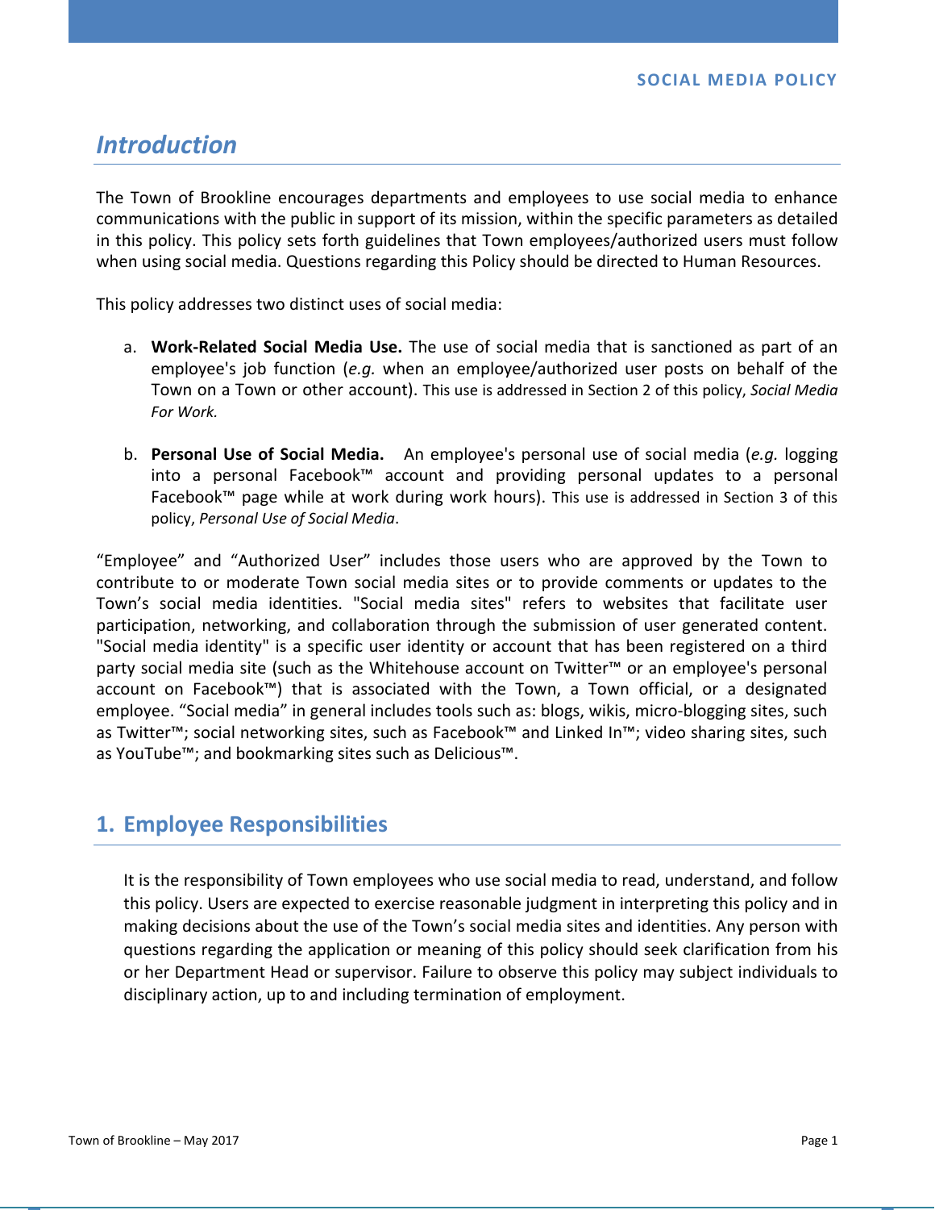# SOCIAL MEDIA POLICY

## *Introduction*

The Town of Brookline encourages departments and employees to use social media to enhance communications with the public in support of its mission, within the specific parameters as detailed in this policy. This policy sets forth guidelines that Town employees/authorized users must follow when using social media. Questions regarding this Policy should be directed to Human Resources.

This policy addresses two distinct uses of social media:

a. **Work-Related Social Media Use.** The use of social media that is sanctioned as part of an employee's job function (*e.g.* when an employee/authorized user posts on behalf of the Town on a Town or other account). This use is addressed in Section 2 of this policy, *Social Media For Work.*

b. **Personal Use of Social Media.** An employee's personal use of social media (*e.g.* logging into a personal Facebook™ account and providing personal updates to a personal Facebook™ page while at work during work hours). This use is addressed in Section 3 of this policy, *Personal Use of Social Media*.

"Employee" and "Authorized User" includes those users who are approved by the Town to contribute to or moderate Town social media sites or to provide comments or updates to the Town's social media identities. "Social media sites" refers to websites that facilitate user participation, networking, and collaboration through the submission of user generated content. "Social media identity" is a specific user identity or account that has been registered on a third party social media site (such as the Whitehouse account on Twitter™ or an employee's personal account on Facebook™) that is associated with the Town, a Town official, or a designated employee. "Social media" in general includes tools such as: blogs, wikis, micro-blogging sites, such as Twitter™; social networking sites, such as Facebook™ and Linked In™; video sharing sites, such as YouTube™; and bookmarking sites such as Delicious™.

## 1. Employee Responsibilities

It is the responsibility of Town employees who use social media to read, understand, and follow this policy. Users are expected to exercise reasonable judgment in interpreting this policy and in making decisions about the use of the Town's social media sites and identities. Any person with questions regarding the application or meaning of this policy should seek clarification from his or her Department Head or supervisor. Failure to observe this policy may subject individuals to disciplinary action, up to and including termination of employment.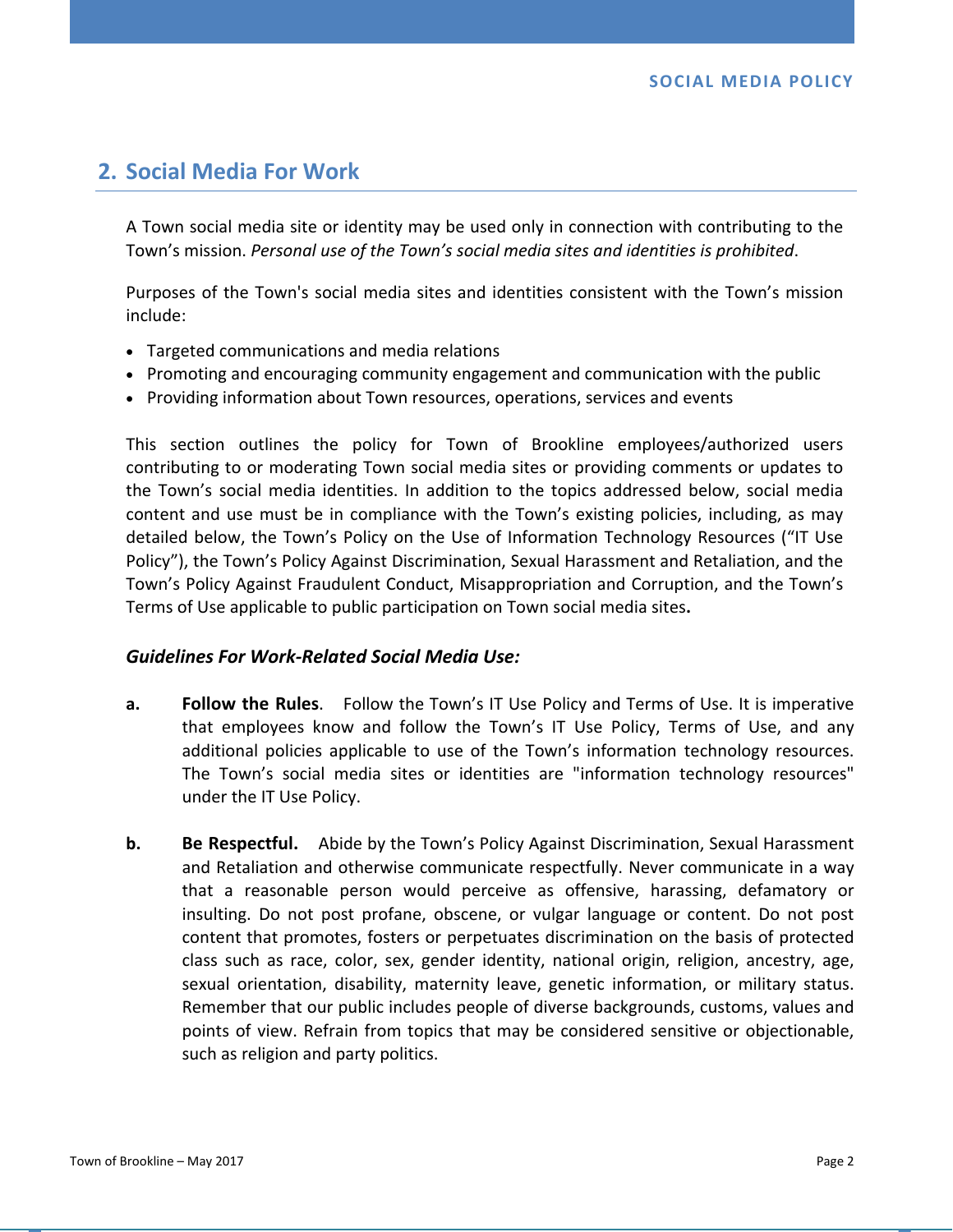## 2. Social Media For Work

A Town social media site or identity may be used only in connection with contributing to the Town's mission. *Personal use of the Town's social media sites and identities is prohibited*.

Purposes of the Town's social media sites and identities consistent with the Town's mission include:

- Targeted communications and media relations
- Promoting and encouraging community engagement and communication with the public
- Providing information about Town resources, operations, services and events

This section outlines the policy for Town of Brookline employees/authorized users contributing to or moderating Town social media sites or providing comments or updates to the Town's social media identities. In addition to the topics addressed below, social media content and use must be in compliance with the Town's existing policies, including, as may detailed below, the Town's Policy on the Use of Information Technology Resources ("IT Use Policy"), the Town's Policy Against Discrimination, Sexual Harassment and Retaliation, and the Town's Policy Against Fraudulent Conduct, Misappropriation and Corruption, and the Town's Terms of Use applicable to public participation on Town social media sites**.**

### *Guidelines For Work-Related Social Media Use:*

**a.** **Follow the Rules**. Follow the Town's IT Use Policy and Terms of Use. It is imperative that employees know and follow the Town's IT Use Policy, Terms of Use, and any additional policies applicable to use of the Town's information technology resources. The Town's social media sites or identities are "information technology resources" under the IT Use Policy.

**b.** **Be Respectful.** Abide by the Town's Policy Against Discrimination, Sexual Harassment and Retaliation and otherwise communicate respectfully. Never communicate in a way that a reasonable person would perceive as offensive, harassing, defamatory or insulting. Do not post profane, obscene, or vulgar language or content. Do not post content that promotes, fosters or perpetuates discrimination on the basis of protected class such as race, color, sex, gender identity, national origin, religion, ancestry, age, sexual orientation, disability, maternity leave, genetic information, or military status. Remember that our public includes people of diverse backgrounds, customs, values and points of view. Refrain from topics that may be considered sensitive or objectionable, such as religion and party politics.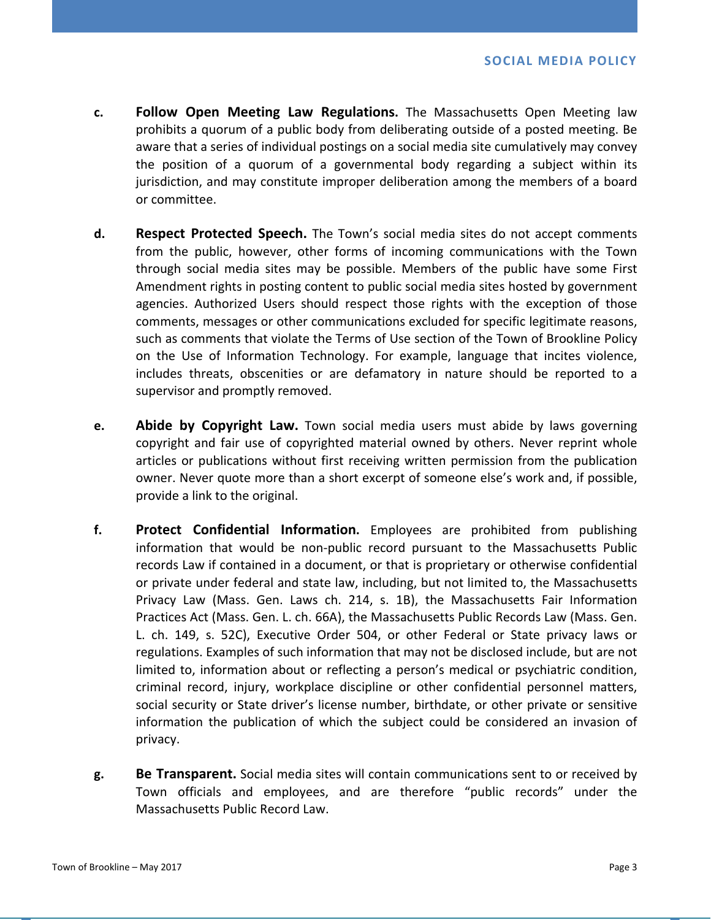c. **Follow Open Meeting Law Regulations.** The Massachusetts Open Meeting law prohibits a quorum of a public body from deliberating outside of a posted meeting. Be aware that a series of individual postings on a social media site cumulatively may convey the position of a quorum of a governmental body regarding a subject within its jurisdiction, and may constitute improper deliberation among the members of a board or committee.

d. **Respect Protected Speech.** The Town's social media sites do not accept comments from the public, however, other forms of incoming communications with the Town through social media sites may be possible. Members of the public have some First Amendment rights in posting content to public social media sites hosted by government agencies. Authorized Users should respect those rights with the exception of those comments, messages or other communications excluded for specific legitimate reasons, such as comments that violate the Terms of Use section of the Town of Brookline Policy on the Use of Information Technology. For example, language that incites violence, includes threats, obscenities or are defamatory in nature should be reported to a supervisor and promptly removed.

e. **Abide by Copyright Law.** Town social media users must abide by laws governing copyright and fair use of copyrighted material owned by others. Never reprint whole articles or publications without first receiving written permission from the publication owner. Never quote more than a short excerpt of someone else's work and, if possible, provide a link to the original.

f. **Protect Confidential Information.** Employees are prohibited from publishing information that would be non-public record pursuant to the Massachusetts Public records Law if contained in a document, or that is proprietary or otherwise confidential or private under federal and state law, including, but not limited to, the Massachusetts Privacy Law (Mass. Gen. Laws ch. 214, s. 1B), the Massachusetts Fair Information Practices Act (Mass. Gen. L. ch. 66A), the Massachusetts Public Records Law (Mass. Gen. L. ch. 149, s. 52C), Executive Order 504, or other Federal or State privacy laws or regulations. Examples of such information that may not be disclosed include, but are not limited to, information about or reflecting a person's medical or psychiatric condition, criminal record, injury, workplace discipline or other confidential personnel matters, social security or State driver's license number, birthdate, or other private or sensitive information the publication of which the subject could be considered an invasion of privacy.

g. **Be Transparent.** Social media sites will contain communications sent to or received by Town officials and employees, and are therefore "public records" under the Massachusetts Public Record Law.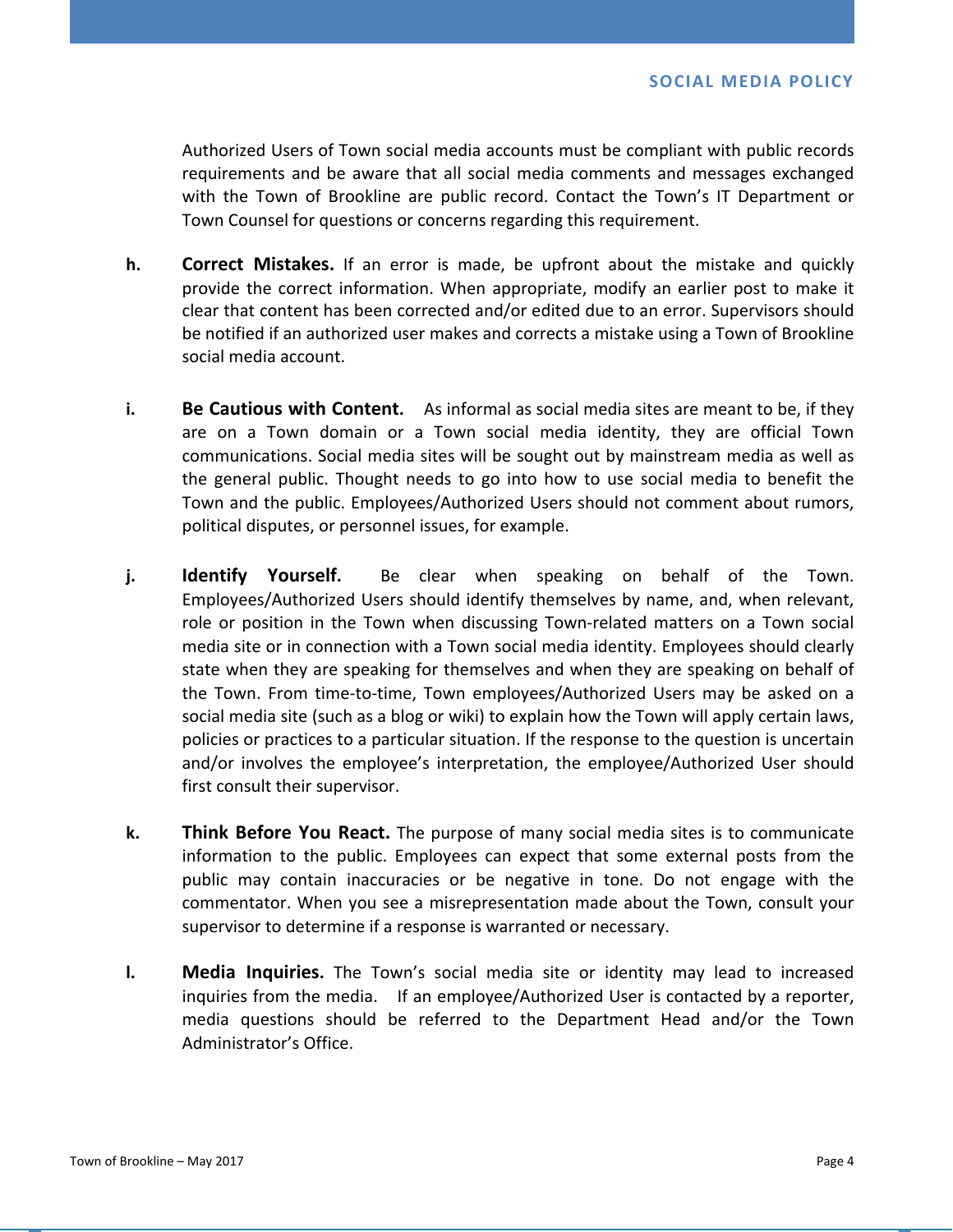Authorized Users of Town social media accounts must be compliant with public records requirements and be aware that all social media comments and messages exchanged with the Town of Brookline are public record. Contact the Town's IT Department or Town Counsel for questions or concerns regarding this requirement.

**h. Correct Mistakes.** If an error is made, be upfront about the mistake and quickly provide the correct information. When appropriate, modify an earlier post to make it clear that content has been corrected and/or edited due to an error. Supervisors should be notified if an authorized user makes and corrects a mistake using a Town of Brookline social media account.

**i. Be Cautious with Content.** As informal as social media sites are meant to be, if they are on a Town domain or a Town social media identity, they are official Town communications. Social media sites will be sought out by mainstream media as well as the general public. Thought needs to go into how to use social media to benefit the Town and the public. Employees/Authorized Users should not comment about rumors, political disputes, or personnel issues, for example.

**j. Identify Yourself.** Be clear when speaking on behalf of the Town. Employees/Authorized Users should identify themselves by name, and, when relevant, role or position in the Town when discussing Town-related matters on a Town social media site or in connection with a Town social media identity. Employees should clearly state when they are speaking for themselves and when they are speaking on behalf of the Town. From time-to-time, Town employees/Authorized Users may be asked on a social media site (such as a blog or wiki) to explain how the Town will apply certain laws, policies or practices to a particular situation. If the response to the question is uncertain and/or involves the employee's interpretation, the employee/Authorized User should first consult their supervisor.

**k. Think Before You React.** The purpose of many social media sites is to communicate information to the public. Employees can expect that some external posts from the public may contain inaccuracies or be negative in tone. Do not engage with the commentator. When you see a misrepresentation made about the Town, consult your supervisor to determine if a response is warranted or necessary.

**l. Media Inquiries.** The Town's social media site or identity may lead to increased inquiries from the media. If an employee/Authorized User is contacted by a reporter, media questions should be referred to the Department Head and/or the Town Administrator's Office.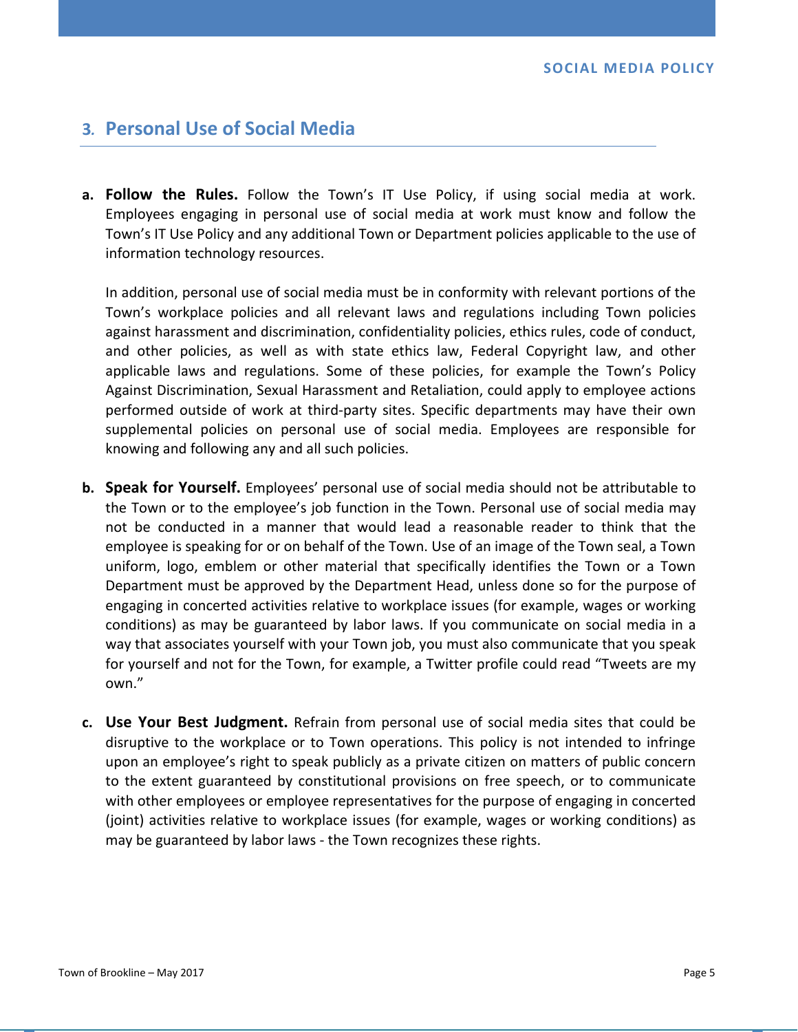## 3. Personal Use of Social Media

**a. Follow the Rules.** Follow the Town's IT Use Policy, if using social media at work. Employees engaging in personal use of social media at work must know and follow the Town's IT Use Policy and any additional Town or Department policies applicable to the use of information technology resources.

In addition, personal use of social media must be in conformity with relevant portions of the Town's workplace policies and all relevant laws and regulations including Town policies against harassment and discrimination, confidentiality policies, ethics rules, code of conduct, and other policies, as well as with state ethics law, Federal Copyright law, and other applicable laws and regulations. Some of these policies, for example the Town's Policy Against Discrimination, Sexual Harassment and Retaliation, could apply to employee actions performed outside of work at third-party sites. Specific departments may have their own supplemental policies on personal use of social media. Employees are responsible for knowing and following any and all such policies.

**b. Speak for Yourself.** Employees' personal use of social media should not be attributable to the Town or to the employee's job function in the Town. Personal use of social media may not be conducted in a manner that would lead a reasonable reader to think that the employee is speaking for or on behalf of the Town. Use of an image of the Town seal, a Town uniform, logo, emblem or other material that specifically identifies the Town or a Town Department must be approved by the Department Head, unless done so for the purpose of engaging in concerted activities relative to workplace issues (for example, wages or working conditions) as may be guaranteed by labor laws. If you communicate on social media in a way that associates yourself with your Town job, you must also communicate that you speak for yourself and not for the Town, for example, a Twitter profile could read "Tweets are my own."

**c. Use Your Best Judgment.** Refrain from personal use of social media sites that could be disruptive to the workplace or to Town operations. This policy is not intended to infringe upon an employee's right to speak publicly as a private citizen on matters of public concern to the extent guaranteed by constitutional provisions on free speech, or to communicate with other employees or employee representatives for the purpose of engaging in concerted (joint) activities relative to workplace issues (for example, wages or working conditions) as may be guaranteed by labor laws - the Town recognizes these rights.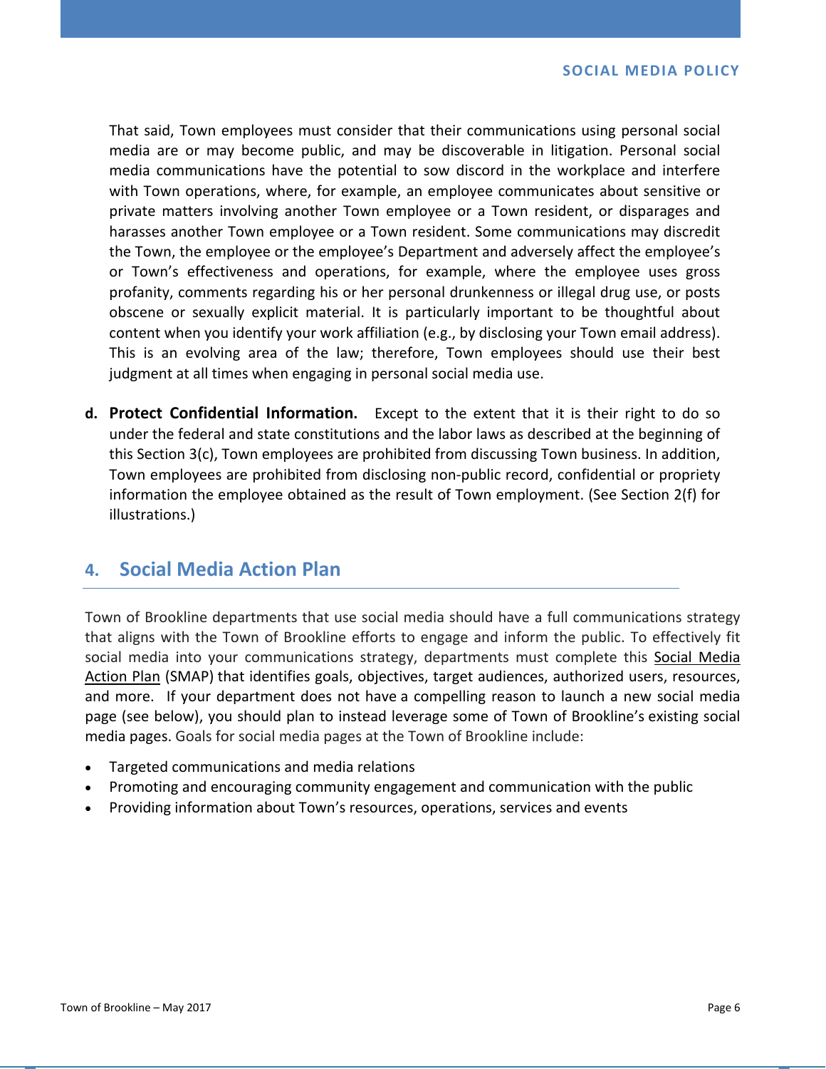That said, Town employees must consider that their communications using personal social media are or may become public, and may be discoverable in litigation. Personal social media communications have the potential to sow discord in the workplace and interfere with Town operations, where, for example, an employee communicates about sensitive or private matters involving another Town employee or a Town resident, or disparages and harasses another Town employee or a Town resident. Some communications may discredit the Town, the employee or the employee's Department and adversely affect the employee's or Town's effectiveness and operations, for example, where the employee uses gross profanity, comments regarding his or her personal drunkenness or illegal drug use, or posts obscene or sexually explicit material. It is particularly important to be thoughtful about content when you identify your work affiliation (e.g., by disclosing your Town email address). This is an evolving area of the law; therefore, Town employees should use their best judgment at all times when engaging in personal social media use.

**d. Protect Confidential Information.** Except to the extent that it is their right to do so under the federal and state constitutions and the labor laws as described at the beginning of this Section 3(c), Town employees are prohibited from discussing Town business. In addition, Town employees are prohibited from disclosing non-public record, confidential or propriety information the employee obtained as the result of Town employment. (See Section 2(f) for illustrations.)

## 4. Social Media Action Plan

Town of Brookline departments that use social media should have a full communications strategy that aligns with the Town of Brookline efforts to engage and inform the public. To effectively fit social media into your communications strategy, departments must complete this Social Media Action Plan (SMAP) that identifies goals, objectives, target audiences, authorized users, resources, and more. If your department does not have a compelling reason to launch a new social media page (see below), you should plan to instead leverage some of Town of Brookline's existing social media pages. Goals for social media pages at the Town of Brookline include:

- Targeted communications and media relations
- Promoting and encouraging community engagement and communication with the public
- Providing information about Town's resources, operations, services and events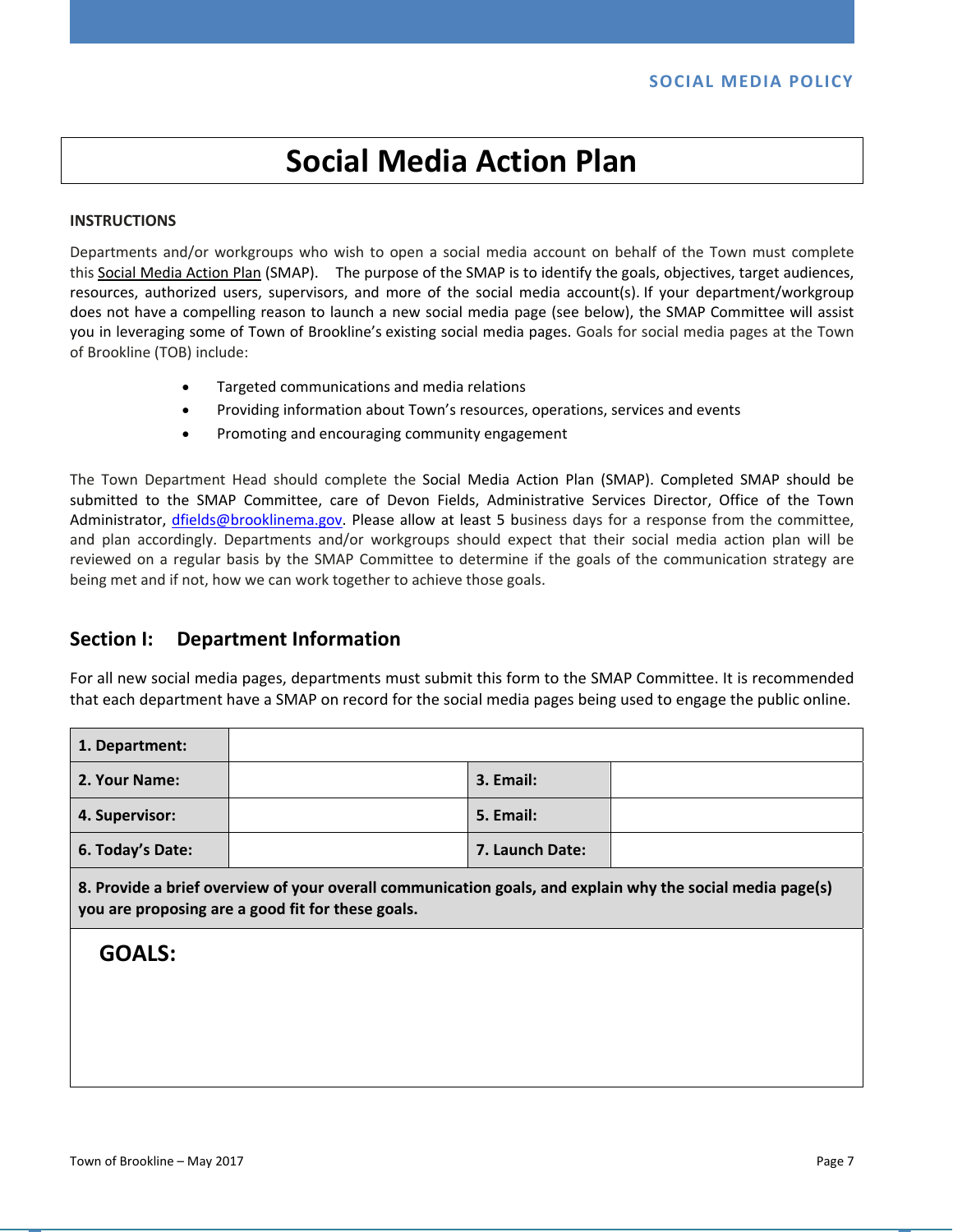# Social Media Action Plan

**INSTRUCTIONS**

Departments and/or workgroups who wish to open a social media account on behalf of the Town must complete this Social Media Action Plan (SMAP). The purpose of the SMAP is to identify the goals, objectives, target audiences, resources, authorized users, supervisors, and more of the social media account(s). If your department/workgroup does not have a compelling reason to launch a new social media page (see below), the SMAP Committee will assist you in leveraging some of Town of Brookline's existing social media pages. Goals for social media pages at the Town of Brookline (TOB) include:

- Targeted communications and media relations
- Providing information about Town's resources, operations, services and events
- Promoting and encouraging community engagement

The Town Department Head should complete the Social Media Action Plan (SMAP). Completed SMAP should be submitted to the SMAP Committee, care of Devon Fields, Administrative Services Director, Office of the Town Administrator, dfields@brooklinema.gov. Please allow at least 5 business days for a response from the committee, and plan accordingly. Departments and/or workgroups should expect that their social media action plan will be reviewed on a regular basis by the SMAP Committee to determine if the goals of the communication strategy are being met and if not, how we can work together to achieve those goals.

## Section I: Department Information

For all new social media pages, departments must submit this form to the SMAP Committee. It is recommended that each department have a SMAP on record for the social media pages being used to engage the public online.

| **1. Department:** | | | |
|---|---|---|---|
| **2. Your Name:** | | **3. Email:** | |
| **4. Supervisor:** | | **5. Email:** | |
| **6. Today's Date:** | | **7. Launch Date:** | |

**8. Provide a brief overview of your overall communication goals, and explain why the social media page(s) you are proposing are a good fit for these goals.**

**GOALS:**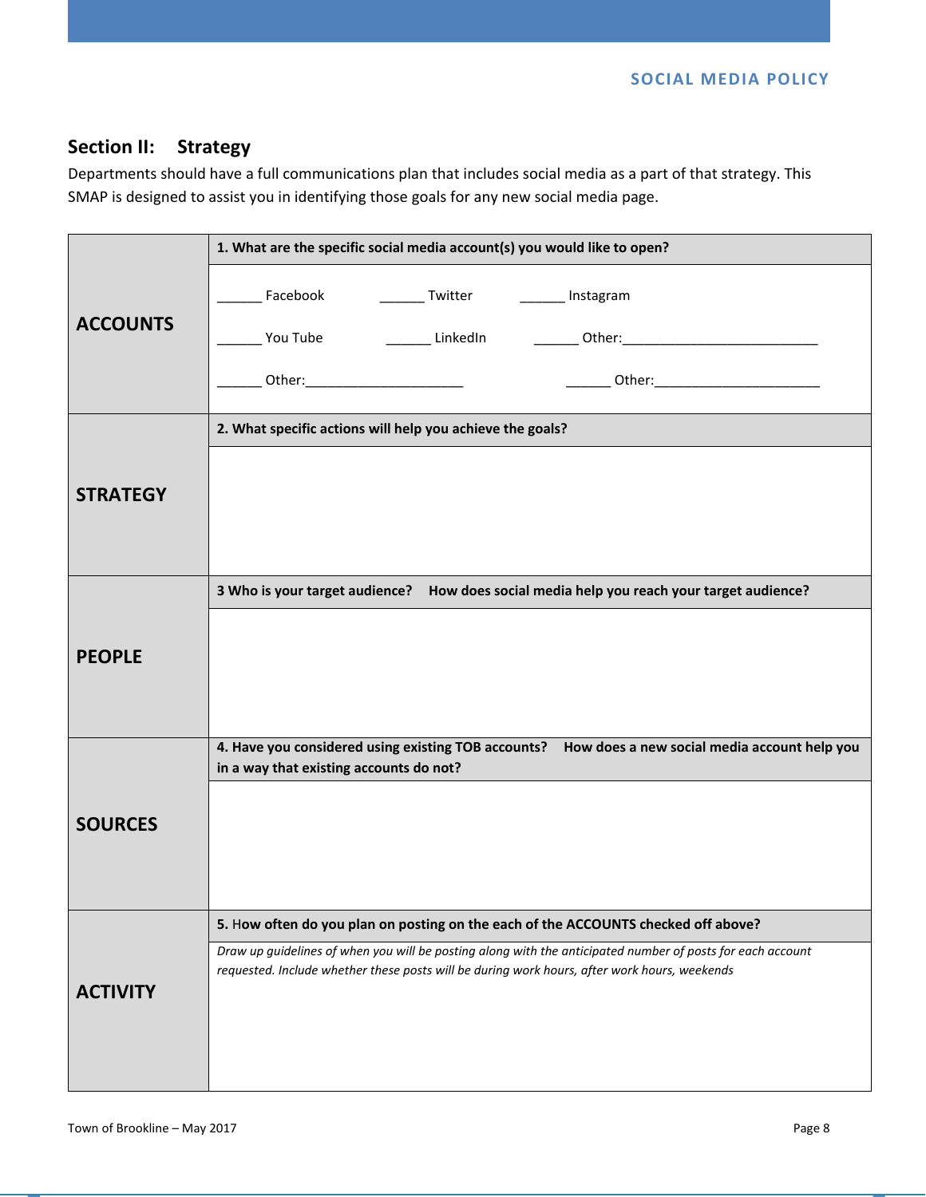## Section II: Strategy

Departments should have a full communications plan that includes social media as a part of that strategy. This SMAP is designed to assist you in identifying those goals for any new social media page.

| | |
|---|---|
| **ACCOUNTS** | **1. What are the specific social media account(s) you would like to open?**<br><br>______ Facebook ______ Twitter ______ Instagram<br><br>______ You Tube ______ LinkedIn ______ Other:___________________________<br><br>______ Other:______________________ ______ Other:_______________________ |
| **STRATEGY** | **2. What specific actions will help you achieve the goals?** |
| **PEOPLE** | **3 Who is your target audience? How does social media help you reach your target audience?** |
| **SOURCES** | **4. Have you considered using existing TOB accounts? How does a new social media account help you in a way that existing accounts do not?** |
| **ACTIVITY** | **5. How often do you plan on posting on the each of the ACCOUNTS checked off above?**<br><br>*Draw up guidelines of when you will be posting along with the anticipated number of posts for each account requested. Include whether these posts will be during work hours, after work hours, weekends* |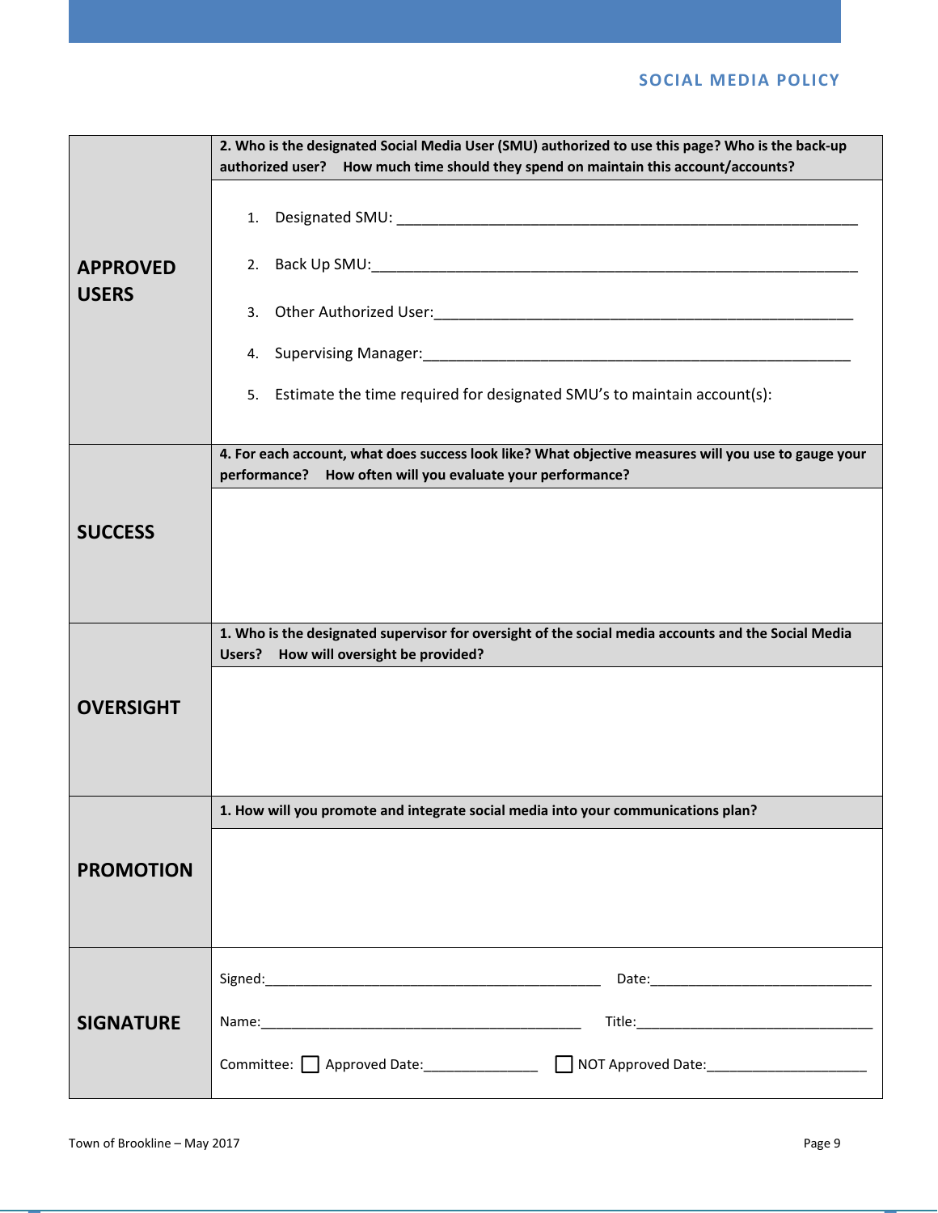| | |
|---|---|
| **APPROVED USERS** | **2. Who is the designated Social Media User (SMU) authorized to use this page? Who is the back-up authorized user? How much time should they spend on maintain this account/accounts?** |
| | 1. Designated SMU: ____________________ <br> 2. Back Up SMU:____________________ <br> 3. Other Authorized User:____________________ <br> 4. Supervising Manager:____________________ <br> 5. Estimate the time required for designated SMU's to maintain account(s): |
| **SUCCESS** | **4. For each account, what does success look like? What objective measures will you use to gauge your performance? How often will you evaluate your performance?** |
| | |
| **OVERSIGHT** | **1. Who is the designated supervisor for oversight of the social media accounts and the Social Media Users? How will oversight be provided?** |
| | |
| **PROMOTION** | **1. How will you promote and integrate social media into your communications plan?** |
| | |
| **SIGNATURE** | Signed:____________________ Date:____________________ <br> Name:____________________ Title:____________________ <br> Committee: ☐ Approved Date:______________ ☐ NOT Approved Date:______________ |

Town of Brookline – May 2017